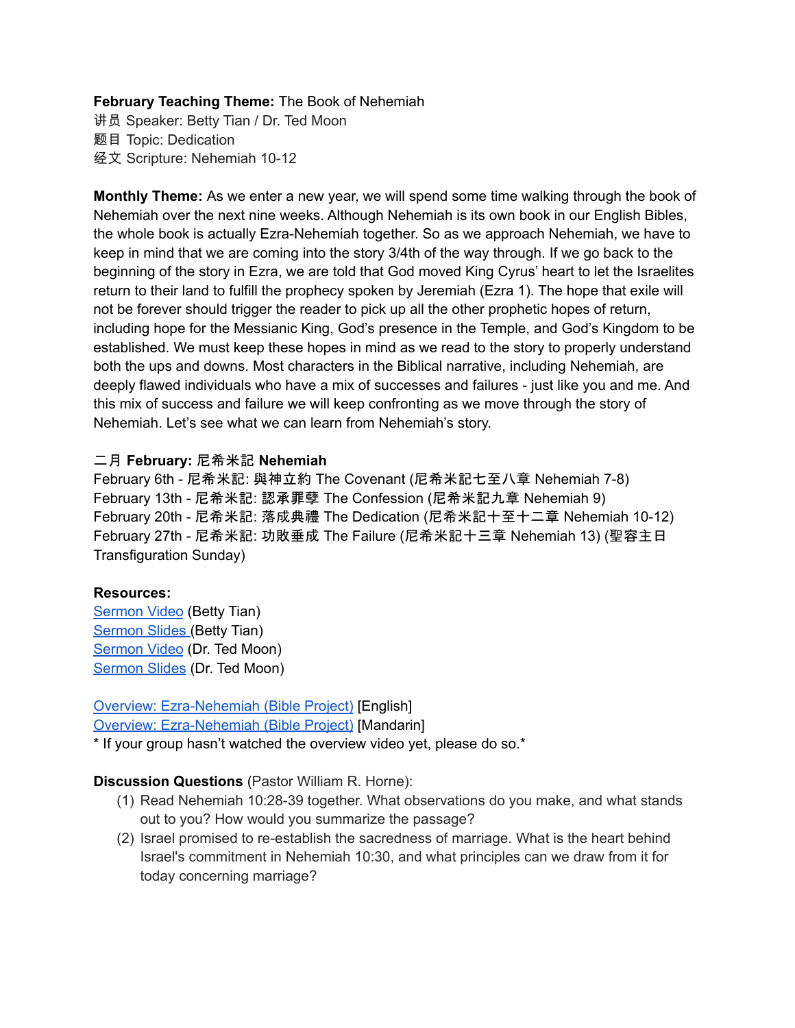**February Teaching Theme:** The Book of Nehemiah
讲员 Speaker: Betty Tian / Dr. Ted Moon
题目 Topic: Dedication
经文 Scripture: Nehemiah 10-12

**Monthly Theme:** As we enter a new year, we will spend some time walking through the book of Nehemiah over the next nine weeks. Although Nehemiah is its own book in our English Bibles, the whole book is actually Ezra-Nehemiah together. So as we approach Nehemiah, we have to keep in mind that we are coming into the story 3/4th of the way through. If we go back to the beginning of the story in Ezra, we are told that God moved King Cyrus' heart to let the Israelites return to their land to fulfill the prophecy spoken by Jeremiah (Ezra 1). The hope that exile will not be forever should trigger the reader to pick up all the other prophetic hopes of return, including hope for the Messianic King, God's presence in the Temple, and God's Kingdom to be established. We must keep these hopes in mind as we read to the story to properly understand both the ups and downs. Most characters in the Biblical narrative, including Nehemiah, are deeply flawed individuals who have a mix of successes and failures - just like you and me. And this mix of success and failure we will keep confronting as we move through the story of Nehemiah. Let's see what we can learn from Nehemiah's story.

**二月 February: 尼希米記 Nehemiah**
February 6th - 尼希米記: 與神立約 The Covenant (尼希米記七至八章 Nehemiah 7-8)
February 13th - 尼希米記: 認承罪孽 The Confession (尼希米記九章 Nehemiah 9)
February 20th - 尼希米記: 落成典禮 The Dedication (尼希米記十至十二章 Nehemiah 10-12)
February 27th - 尼希米記: 功敗垂成 The Failure (尼希米記十三章 Nehemiah 13) (聖容主日 Transfiguration Sunday)

**Resources:**
Sermon Video (Betty Tian)
Sermon Slides (Betty Tian)
Sermon Video (Dr. Ted Moon)
Sermon Slides (Dr. Ted Moon)

Overview: Ezra-Nehemiah (Bible Project) [English]
Overview: Ezra-Nehemiah (Bible Project) [Mandarin]
* If your group hasn't watched the overview video yet, please do so.*

**Discussion Questions** (Pastor William R. Horne):

(1) Read Nehemiah 10:28-39 together. What observations do you make, and what stands out to you? How would you summarize the passage?
(2) Israel promised to re-establish the sacredness of marriage. What is the heart behind Israel's commitment in Nehemiah 10:30, and what principles can we draw from it for today concerning marriage?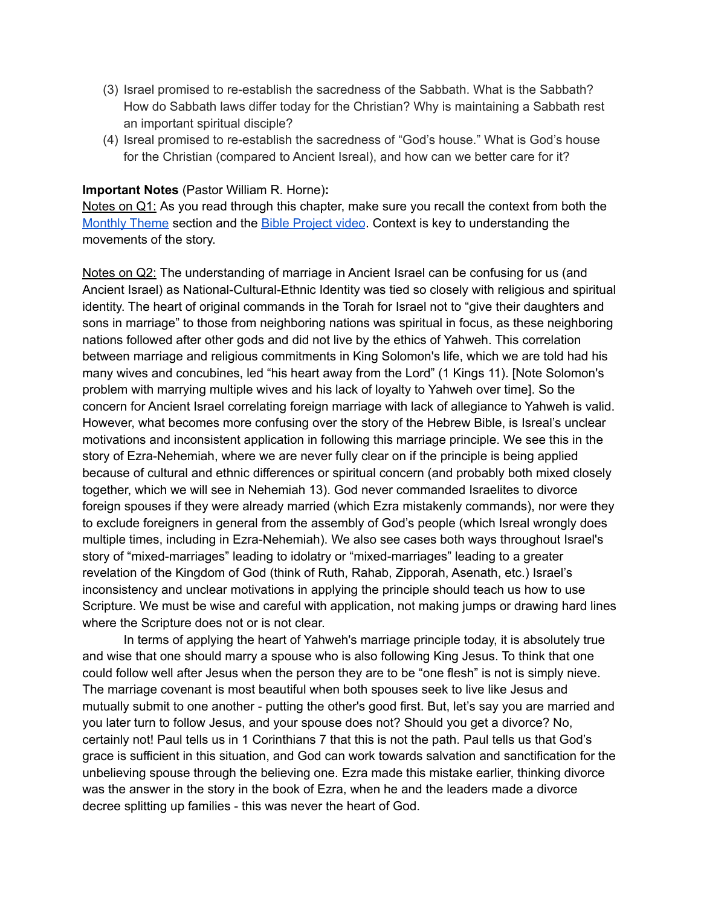(3) Israel promised to re-establish the sacredness of the Sabbath. What is the Sabbath? How do Sabbath laws differ today for the Christian? Why is maintaining a Sabbath rest an important spiritual disciple?

(4) Isreal promised to re-establish the sacredness of "God's house." What is God's house for the Christian (compared to Ancient Isreal), and how can we better care for it?

**Important Notes** (Pastor William R. Horne)**:**

Notes on Q1: As you read through this chapter, make sure you recall the context from both the Monthly Theme section and the Bible Project video. Context is key to understanding the movements of the story.

Notes on Q2: The understanding of marriage in Ancient Israel can be confusing for us (and Ancient Israel) as National-Cultural-Ethnic Identity was tied so closely with religious and spiritual identity. The heart of original commands in the Torah for Israel not to "give their daughters and sons in marriage" to those from neighboring nations was spiritual in focus, as these neighboring nations followed after other gods and did not live by the ethics of Yahweh. This correlation between marriage and religious commitments in King Solomon's life, which we are told had his many wives and concubines, led "his heart away from the Lord" (1 Kings 11). [Note Solomon's problem with marrying multiple wives and his lack of loyalty to Yahweh over time]. So the concern for Ancient Israel correlating foreign marriage with lack of allegiance to Yahweh is valid. However, what becomes more confusing over the story of the Hebrew Bible, is Isreal's unclear motivations and inconsistent application in following this marriage principle. We see this in the story of Ezra-Nehemiah, where we are never fully clear on if the principle is being applied because of cultural and ethnic differences or spiritual concern (and probably both mixed closely together, which we will see in Nehemiah 13). God never commanded Israelites to divorce foreign spouses if they were already married (which Ezra mistakenly commands), nor were they to exclude foreigners in general from the assembly of God's people (which Isreal wrongly does multiple times, including in Ezra-Nehemiah). We also see cases both ways throughout Israel's story of "mixed-marriages" leading to idolatry or "mixed-marriages" leading to a greater revelation of the Kingdom of God (think of Ruth, Rahab, Zipporah, Asenath, etc.) Israel's inconsistency and unclear motivations in applying the principle should teach us how to use Scripture. We must be wise and careful with application, not making jumps or drawing hard lines where the Scripture does not or is not clear.

In terms of applying the heart of Yahweh's marriage principle today, it is absolutely true and wise that one should marry a spouse who is also following King Jesus. To think that one could follow well after Jesus when the person they are to be "one flesh" is not is simply nieve. The marriage covenant is most beautiful when both spouses seek to live like Jesus and mutually submit to one another - putting the other's good first. But, let's say you are married and you later turn to follow Jesus, and your spouse does not? Should you get a divorce? No, certainly not! Paul tells us in 1 Corinthians 7 that this is not the path. Paul tells us that God's grace is sufficient in this situation, and God can work towards salvation and sanctification for the unbelieving spouse through the believing one. Ezra made this mistake earlier, thinking divorce was the answer in the story in the book of Ezra, when he and the leaders made a divorce decree splitting up families - this was never the heart of God.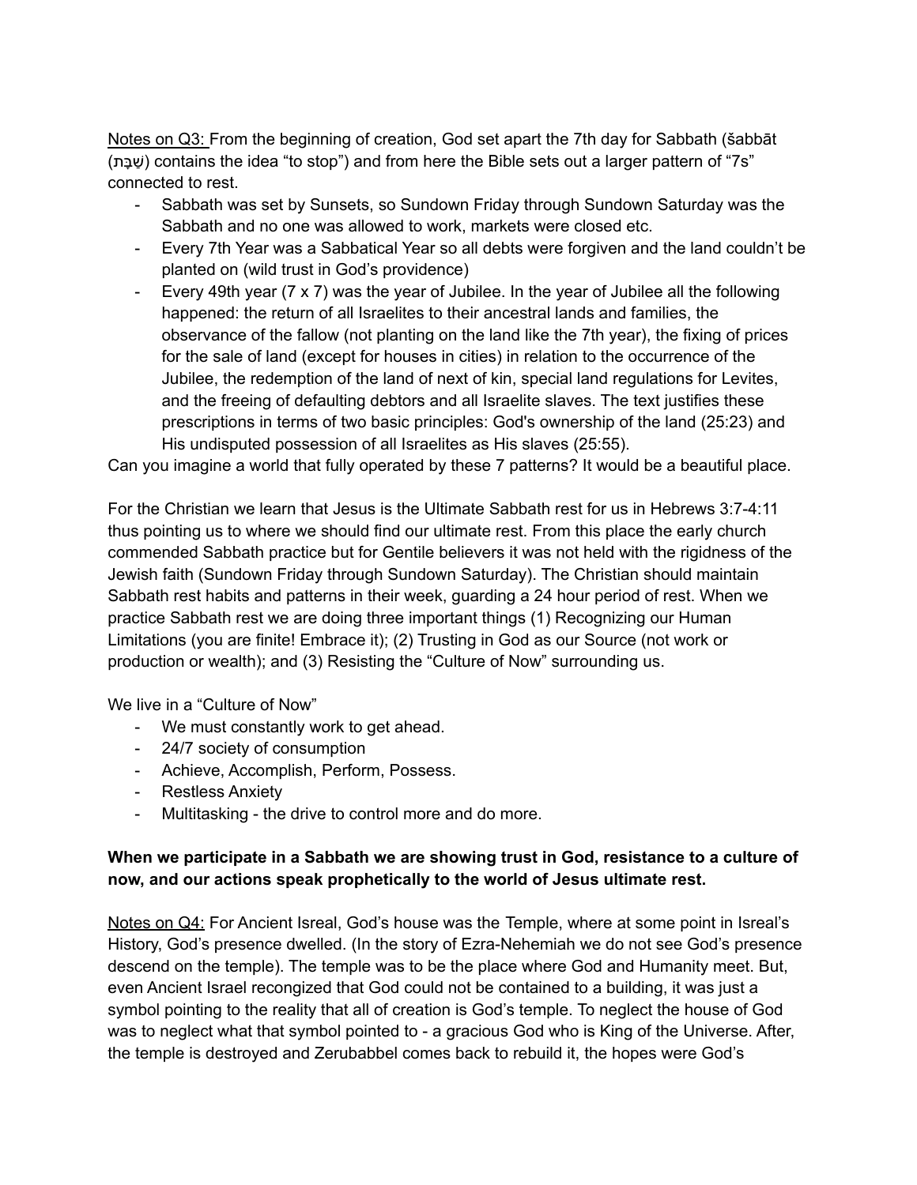Notes on Q3: From the beginning of creation, God set apart the 7th day for Sabbath (šabbāt (שַׁבָּת) contains the idea "to stop") and from here the Bible sets out a larger pattern of "7s" connected to rest.

- Sabbath was set by Sunsets, so Sundown Friday through Sundown Saturday was the Sabbath and no one was allowed to work, markets were closed etc.
- Every 7th Year was a Sabbatical Year so all debts were forgiven and the land couldn't be planted on (wild trust in God's providence)
- Every 49th year (7 x 7) was the year of Jubilee. In the year of Jubilee all the following happened: the return of all Israelites to their ancestral lands and families, the observance of the fallow (not planting on the land like the 7th year), the fixing of prices for the sale of land (except for houses in cities) in relation to the occurrence of the Jubilee, the redemption of the land of next of kin, special land regulations for Levites, and the freeing of defaulting debtors and all Israelite slaves. The text justifies these prescriptions in terms of two basic principles: God's ownership of the land (25:23) and His undisputed possession of all Israelites as His slaves (25:55).

Can you imagine a world that fully operated by these 7 patterns? It would be a beautiful place.

For the Christian we learn that Jesus is the Ultimate Sabbath rest for us in Hebrews 3:7-4:11 thus pointing us to where we should find our ultimate rest. From this place the early church commended Sabbath practice but for Gentile believers it was not held with the rigidness of the Jewish faith (Sundown Friday through Sundown Saturday). The Christian should maintain Sabbath rest habits and patterns in their week, guarding a 24 hour period of rest. When we practice Sabbath rest we are doing three important things (1) Recognizing our Human Limitations (you are finite! Embrace it); (2) Trusting in God as our Source (not work or production or wealth); and (3) Resisting the "Culture of Now" surrounding us.

We live in a "Culture of Now"

- We must constantly work to get ahead.
- 24/7 society of consumption
- Achieve, Accomplish, Perform, Possess.
- Restless Anxiety
- Multitasking - the drive to control more and do more.

**When we participate in a Sabbath we are showing trust in God, resistance to a culture of now, and our actions speak prophetically to the world of Jesus ultimate rest.**

Notes on Q4: For Ancient Isreal, God's house was the Temple, where at some point in Isreal's History, God's presence dwelled. (In the story of Ezra-Nehemiah we do not see God's presence descend on the temple). The temple was to be the place where God and Humanity meet. But, even Ancient Israel recongized that God could not be contained to a building, it was just a symbol pointing to the reality that all of creation is God's temple. To neglect the house of God was to neglect what that symbol pointed to - a gracious God who is King of the Universe. After, the temple is destroyed and Zerubabbel comes back to rebuild it, the hopes were God's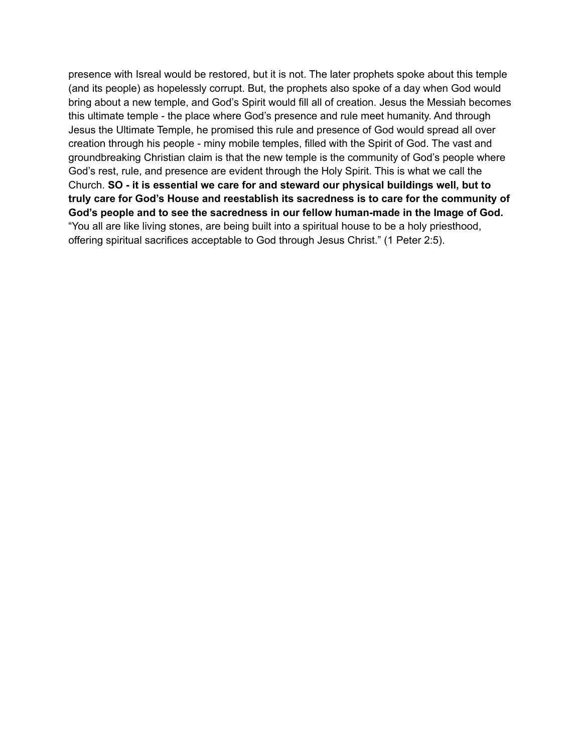presence with Isreal would be restored, but it is not. The later prophets spoke about this temple (and its people) as hopelessly corrupt. But, the prophets also spoke of a day when God would bring about a new temple, and God's Spirit would fill all of creation. Jesus the Messiah becomes this ultimate temple - the place where God's presence and rule meet humanity. And through Jesus the Ultimate Temple, he promised this rule and presence of God would spread all over creation through his people - miny mobile temples, filled with the Spirit of God. The vast and groundbreaking Christian claim is that the new temple is the community of God's people where God's rest, rule, and presence are evident through the Holy Spirit. This is what we call the Church. **SO - it is essential we care for and steward our physical buildings well, but to truly care for God's House and reestablish its sacredness is to care for the community of God's people and to see the sacredness in our fellow human-made in the Image of God.** "You all are like living stones, are being built into a spiritual house to be a holy priesthood, offering spiritual sacrifices acceptable to God through Jesus Christ." (1 Peter 2:5).